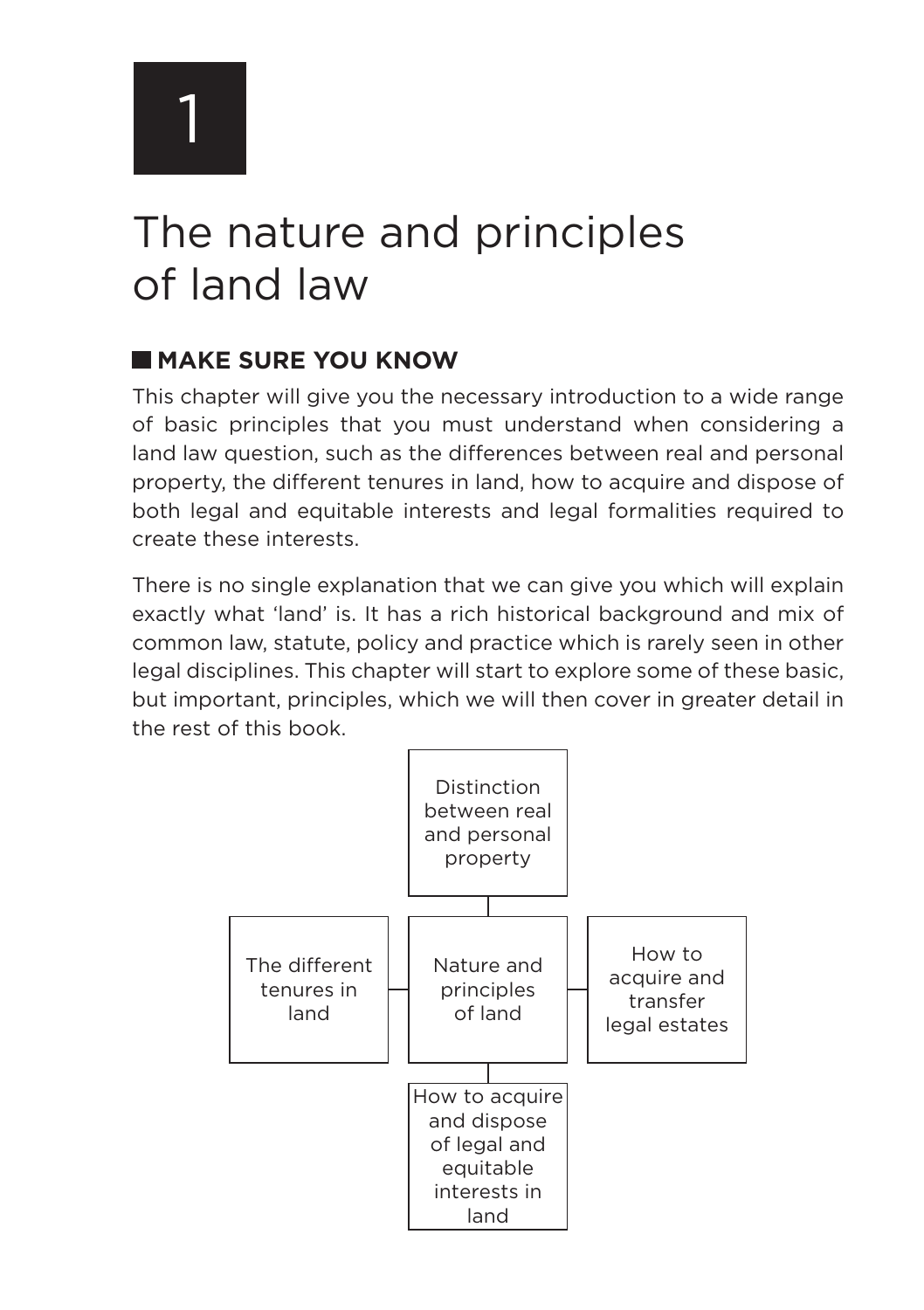# 1

# The nature and principles of land law

## MAKE SURE YOU KNOW

This chapter will give you the necessary introduction to a wide range of basic principles that you must understand when considering a land law question, such as the differences between real and personal property, the different tenures in land, how to acquire and dispose of both legal and equitable interests and legal formalities required to create these interests.

There is no single explanation that we can give you which will explain exactly what 'land' is. It has a rich historical background and mix of common law, statute, policy and practice which is rarely seen in other legal disciplines. This chapter will start to explore some of these basic, but important, principles, which we will then cover in greater detail in the rest of this book.

Distinction between real and personal property

The different tenures in land

Nature and principles of land

How to acquire and transfer legal estates

How to acquire and dispose of legal and equitable interests in land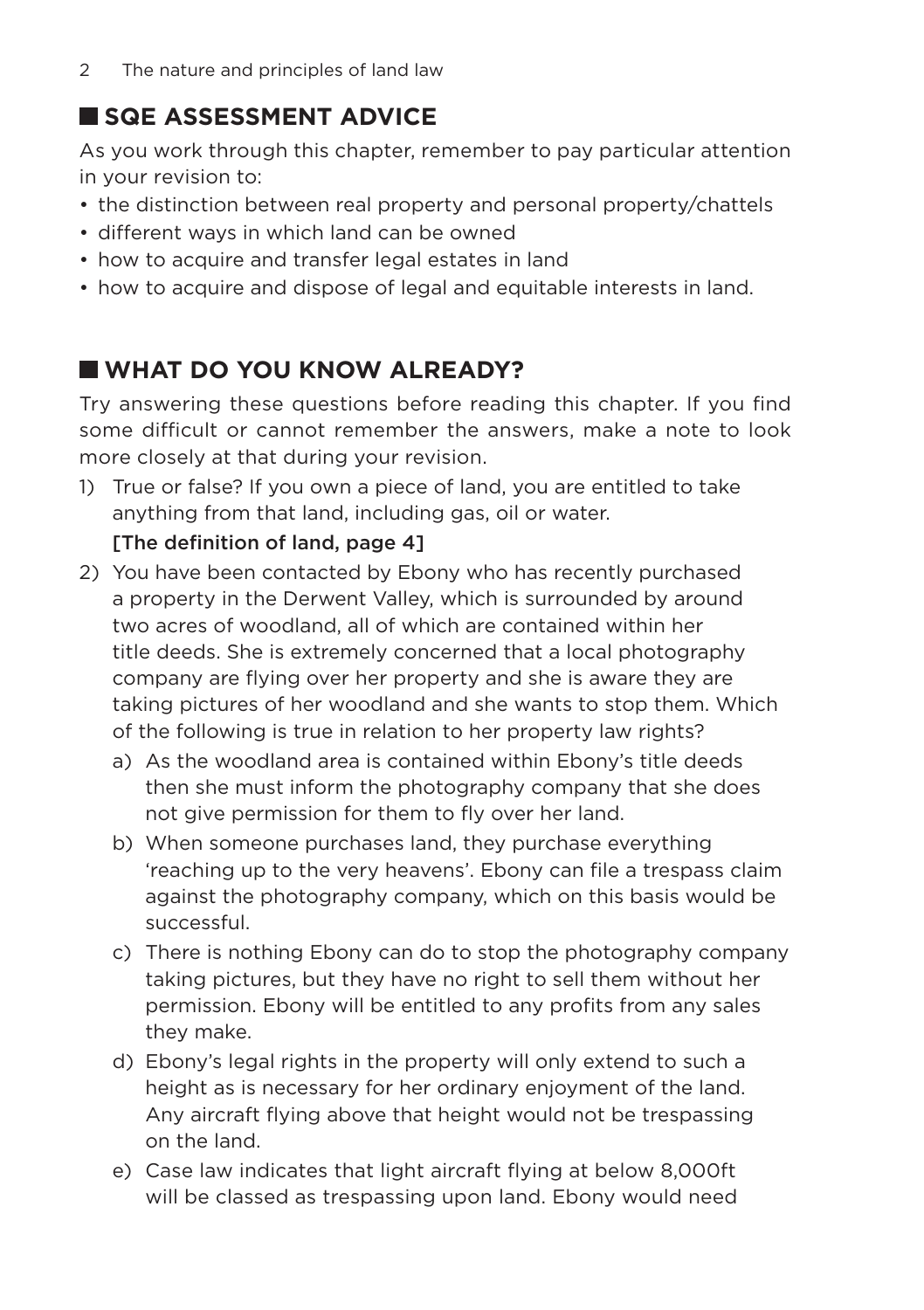## SQE ASSESSMENT ADVICE

As you work through this chapter, remember to pay particular attention in your revision to:

- the distinction between real property and personal property/chattels
- different ways in which land can be owned
- how to acquire and transfer legal estates in land
- how to acquire and dispose of legal and equitable interests in land.

## WHAT DO YOU KNOW ALREADY?

Try answering these questions before reading this chapter. If you find some difficult or cannot remember the answers, make a note to look more closely at that during your revision.

1) True or false? If you own a piece of land, you are entitled to take anything from that land, including gas, oil or water.

   **[The definition of land, page 4]**

2) You have been contacted by Ebony who has recently purchased a property in the Derwent Valley, which is surrounded by around two acres of woodland, all of which are contained within her title deeds. She is extremely concerned that a local photography company are flying over her property and she is aware they are taking pictures of her woodland and she wants to stop them. Which of the following is true in relation to her property law rights?

   a) As the woodland area is contained within Ebony's title deeds then she must inform the photography company that she does not give permission for them to fly over her land.

   b) When someone purchases land, they purchase everything 'reaching up to the very heavens'. Ebony can file a trespass claim against the photography company, which on this basis would be successful.

   c) There is nothing Ebony can do to stop the photography company taking pictures, but they have no right to sell them without her permission. Ebony will be entitled to any profits from any sales they make.

   d) Ebony's legal rights in the property will only extend to such a height as is necessary for her ordinary enjoyment of the land. Any aircraft flying above that height would not be trespassing on the land.

   e) Case law indicates that light aircraft flying at below 8,000ft will be classed as trespassing upon land. Ebony would need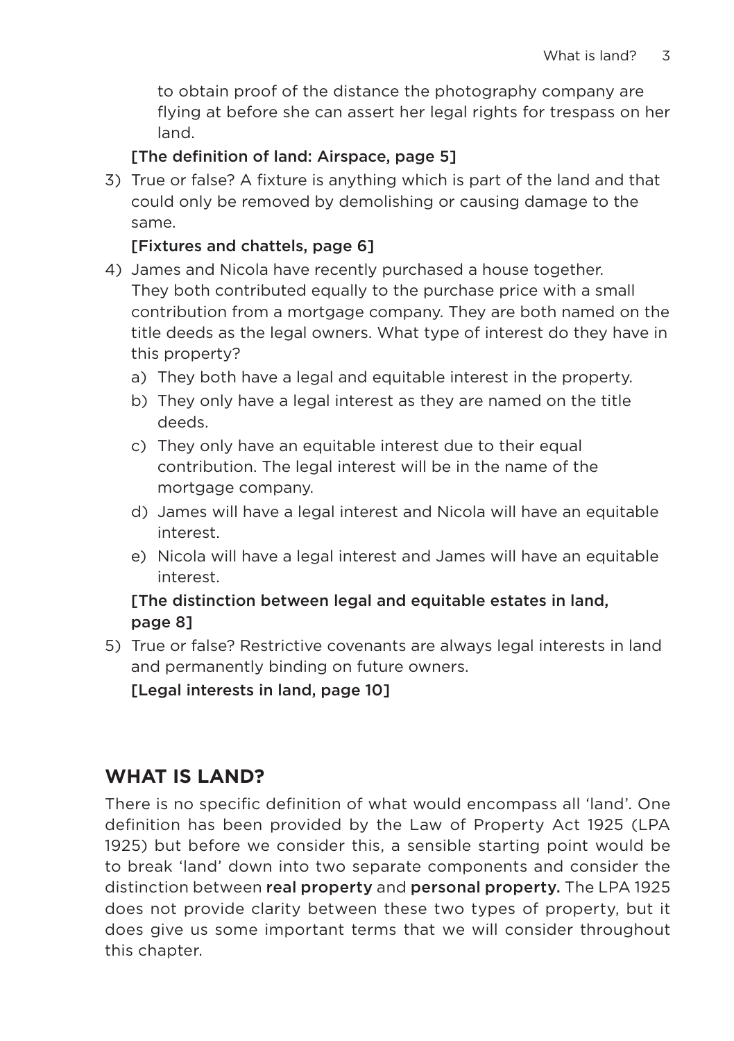to obtain proof of the distance the photography company are flying at before she can assert her legal rights for trespass on her land.

[The definition of land: Airspace, page 5]

3) True or false? A fixture is anything which is part of the land and that could only be removed by demolishing or causing damage to the same.

   [Fixtures and chattels, page 6]

4) James and Nicola have recently purchased a house together. They both contributed equally to the purchase price with a small contribution from a mortgage company. They are both named on the title deeds as the legal owners. What type of interest do they have in this property?

   a) They both have a legal and equitable interest in the property.
   b) They only have a legal interest as they are named on the title deeds.
   c) They only have an equitable interest due to their equal contribution. The legal interest will be in the name of the mortgage company.
   d) James will have a legal interest and Nicola will have an equitable interest.
   e) Nicola will have a legal interest and James will have an equitable interest.

   [The distinction between legal and equitable estates in land, page 8]

5) True or false? Restrictive covenants are always legal interests in land and permanently binding on future owners.

   [Legal interests in land, page 10]

## WHAT IS LAND?

There is no specific definition of what would encompass all 'land'. One definition has been provided by the Law of Property Act 1925 (LPA 1925) but before we consider this, a sensible starting point would be to break 'land' down into two separate components and consider the distinction between **real property** and **personal property.** The LPA 1925 does not provide clarity between these two types of property, but it does give us some important terms that we will consider throughout this chapter.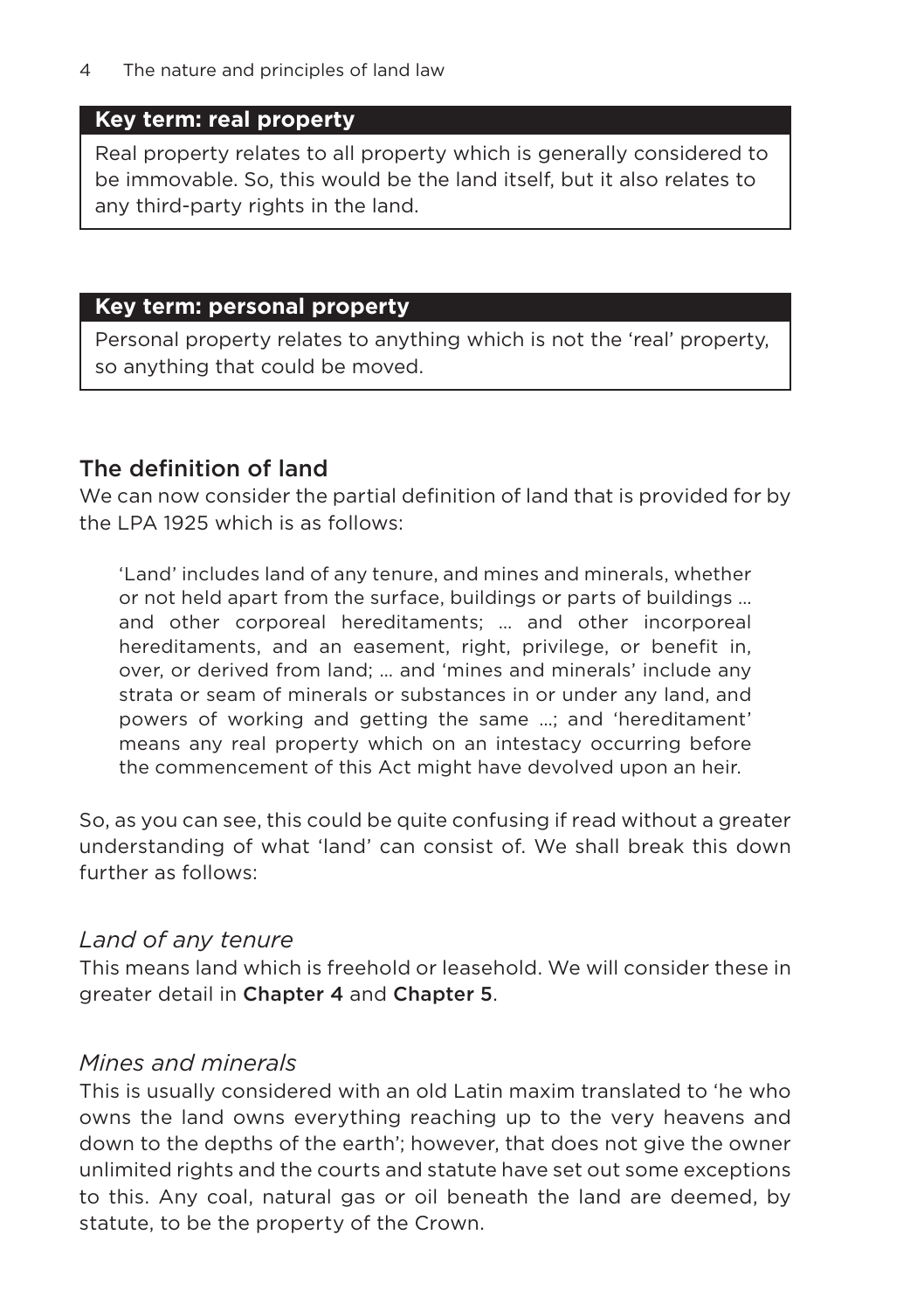**Key term: real property**

Real property relates to all property which is generally considered to be immovable. So, this would be the land itself, but it also relates to any third-party rights in the land.

**Key term: personal property**

Personal property relates to anything which is not the 'real' property, so anything that could be moved.

## The definition of land

We can now consider the partial definition of land that is provided for by the LPA 1925 which is as follows:

> 'Land' includes land of any tenure, and mines and minerals, whether or not held apart from the surface, buildings or parts of buildings … and other corporeal hereditaments; … and other incorporeal hereditaments, and an easement, right, privilege, or benefit in, over, or derived from land; … and 'mines and minerals' include any strata or seam of minerals or substances in or under any land, and powers of working and getting the same …; and 'hereditament' means any real property which on an intestacy occurring before the commencement of this Act might have devolved upon an heir.

So, as you can see, this could be quite confusing if read without a greater understanding of what 'land' can consist of. We shall break this down further as follows:

### *Land of any tenure*

This means land which is freehold or leasehold. We will consider these in greater detail in **Chapter 4** and **Chapter 5**.

### *Mines and minerals*

This is usually considered with an old Latin maxim translated to 'he who owns the land owns everything reaching up to the very heavens and down to the depths of the earth'; however, that does not give the owner unlimited rights and the courts and statute have set out some exceptions to this. Any coal, natural gas or oil beneath the land are deemed, by statute, to be the property of the Crown.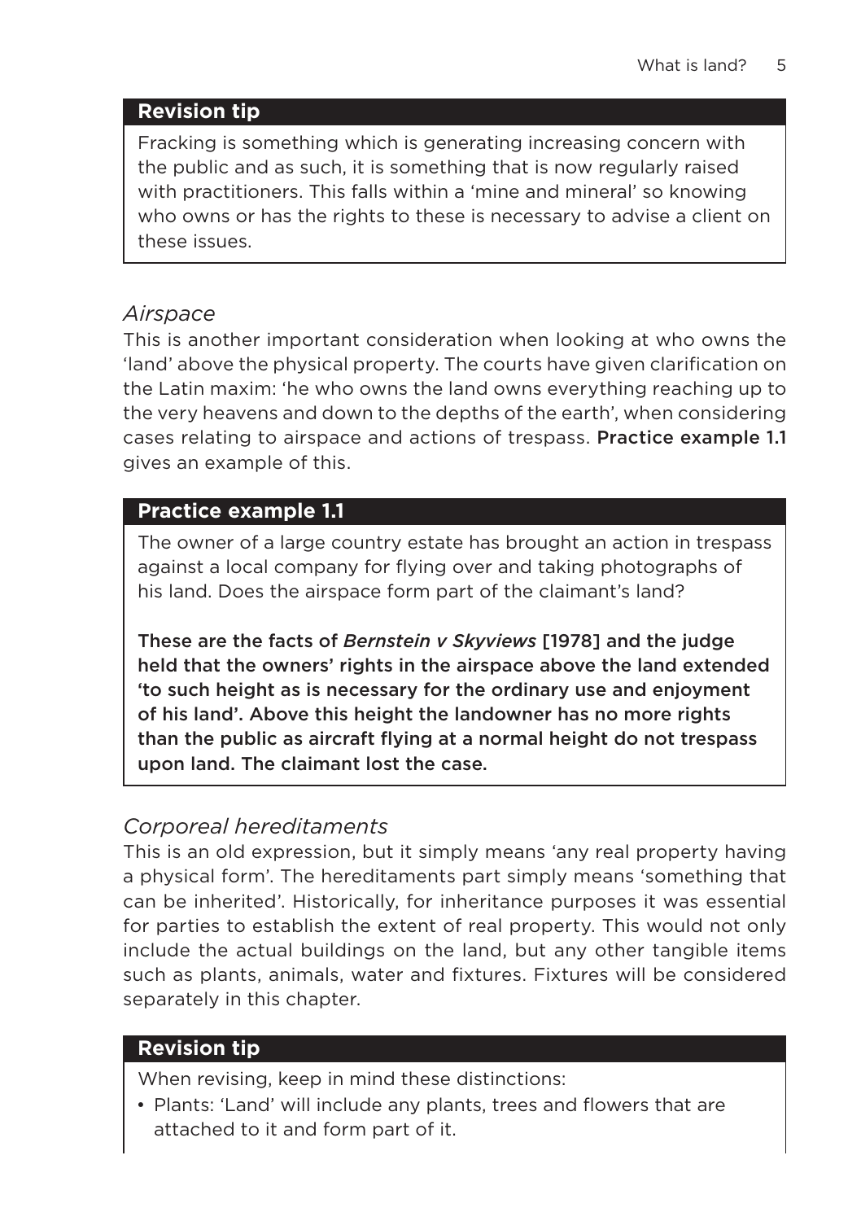**Revision tip**

Fracking is something which is generating increasing concern with the public and as such, it is something that is now regularly raised with practitioners. This falls within a 'mine and mineral' so knowing who owns or has the rights to these is necessary to advise a client on these issues.

### *Airspace*

This is another important consideration when looking at who owns the 'land' above the physical property. The courts have given clarification on the Latin maxim: 'he who owns the land owns everything reaching up to the very heavens and down to the depths of the earth', when considering cases relating to airspace and actions of trespass. **Practice example 1.1** gives an example of this.

**Practice example 1.1**

The owner of a large country estate has brought an action in trespass against a local company for flying over and taking photographs of his land. Does the airspace form part of the claimant's land?

**These are the facts of *Bernstein v Skyviews* [1978] and the judge held that the owners' rights in the airspace above the land extended 'to such height as is necessary for the ordinary use and enjoyment of his land'. Above this height the landowner has no more rights than the public as aircraft flying at a normal height do not trespass upon land. The claimant lost the case.**

### *Corporeal hereditaments*

This is an old expression, but it simply means 'any real property having a physical form'. The hereditaments part simply means 'something that can be inherited'. Historically, for inheritance purposes it was essential for parties to establish the extent of real property. This would not only include the actual buildings on the land, but any other tangible items such as plants, animals, water and fixtures. Fixtures will be considered separately in this chapter.

**Revision tip**

When revising, keep in mind these distinctions:

- Plants: 'Land' will include any plants, trees and flowers that are attached to it and form part of it.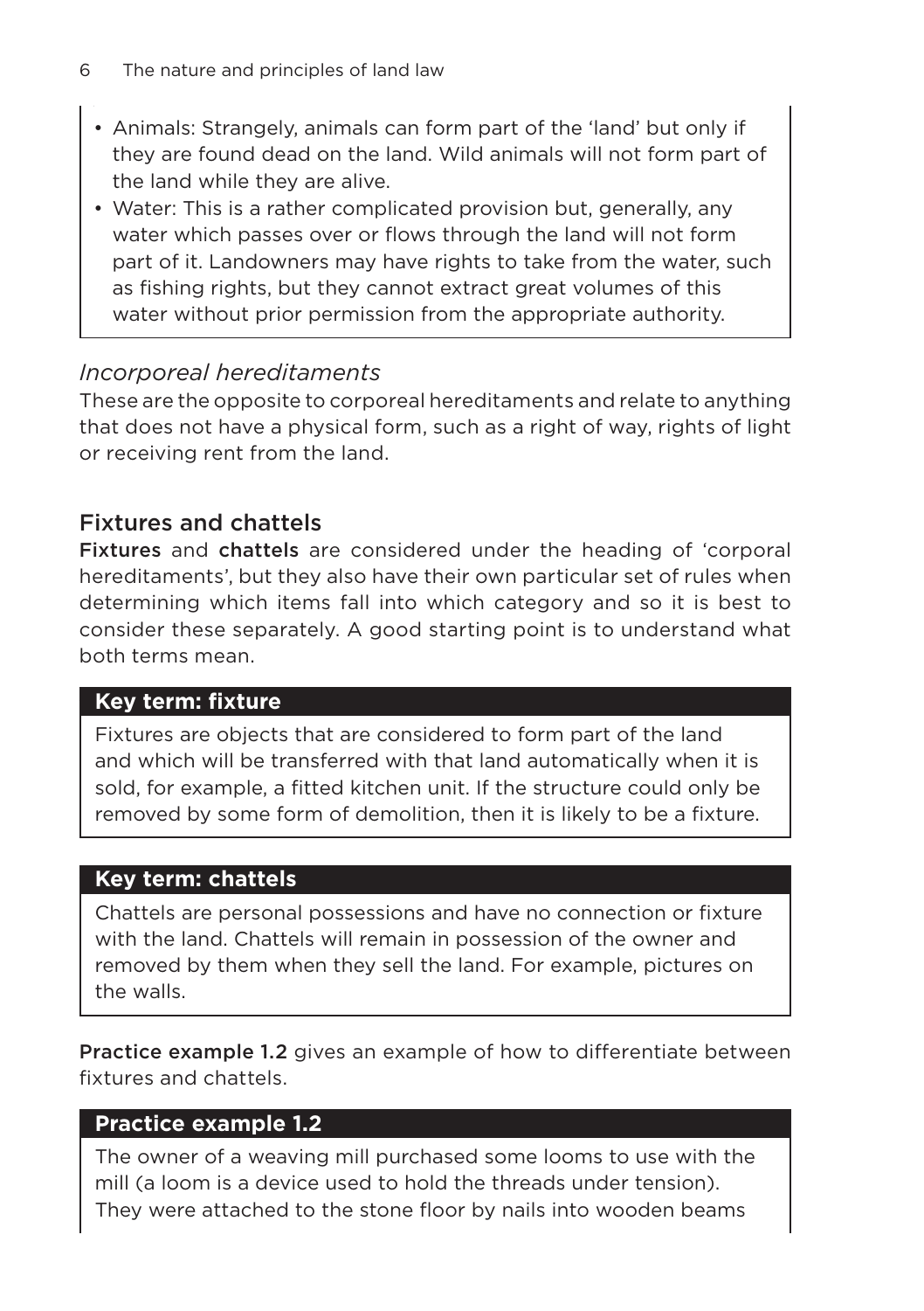- Animals: Strangely, animals can form part of the 'land' but only if they are found dead on the land. Wild animals will not form part of the land while they are alive.
- Water: This is a rather complicated provision but, generally, any water which passes over or flows through the land will not form part of it. Landowners may have rights to take from the water, such as fishing rights, but they cannot extract great volumes of this water without prior permission from the appropriate authority.

### *Incorporeal hereditaments*

These are the opposite to corporeal hereditaments and relate to anything that does not have a physical form, such as a right of way, rights of light or receiving rent from the land.

## Fixtures and chattels

**Fixtures** and **chattels** are considered under the heading of 'corporal hereditaments', but they also have their own particular set of rules when determining which items fall into which category and so it is best to consider these separately. A good starting point is to understand what both terms mean.

**Key term: fixture**

Fixtures are objects that are considered to form part of the land and which will be transferred with that land automatically when it is sold, for example, a fitted kitchen unit. If the structure could only be removed by some form of demolition, then it is likely to be a fixture.

**Key term: chattels**

Chattels are personal possessions and have no connection or fixture with the land. Chattels will remain in possession of the owner and removed by them when they sell the land. For example, pictures on the walls.

**Practice example 1.2** gives an example of how to differentiate between fixtures and chattels.

**Practice example 1.2**

The owner of a weaving mill purchased some looms to use with the mill (a loom is a device used to hold the threads under tension). They were attached to the stone floor by nails into wooden beams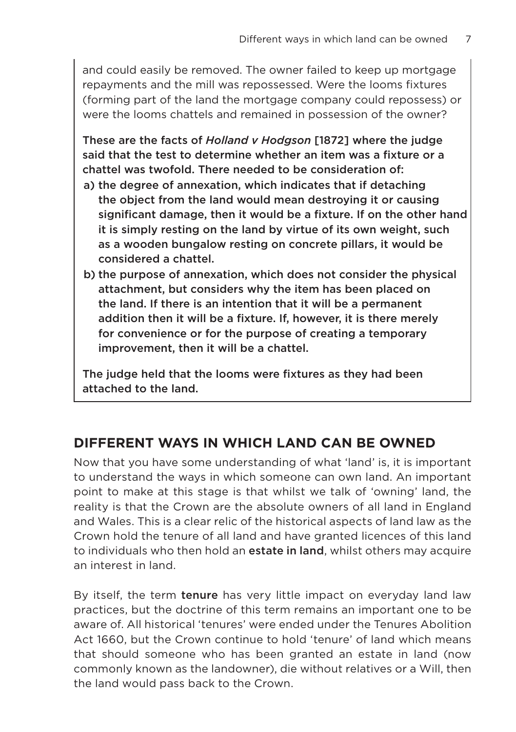and could easily be removed. The owner failed to keep up mortgage repayments and the mill was repossessed. Were the looms fixtures (forming part of the land the mortgage company could repossess) or were the looms chattels and remained in possession of the owner?

These are the facts of *Holland v Hodgson* [1872] where the judge said that the test to determine whether an item was a fixture or a chattel was twofold. There needed to be consideration of:

a) the degree of annexation, which indicates that if detaching the object from the land would mean destroying it or causing significant damage, then it would be a fixture. If on the other hand it is simply resting on the land by virtue of its own weight, such as a wooden bungalow resting on concrete pillars, it would be considered a chattel.
b) the purpose of annexation, which does not consider the physical attachment, but considers why the item has been placed on the land. If there is an intention that it will be a permanent addition then it will be a fixture. If, however, it is there merely for convenience or for the purpose of creating a temporary improvement, then it will be a chattel.

The judge held that the looms were fixtures as they had been attached to the land.

## DIFFERENT WAYS IN WHICH LAND CAN BE OWNED

Now that you have some understanding of what 'land' is, it is important to understand the ways in which someone can own land. An important point to make at this stage is that whilst we talk of 'owning' land, the reality is that the Crown are the absolute owners of all land in England and Wales. This is a clear relic of the historical aspects of land law as the Crown hold the tenure of all land and have granted licences of this land to individuals who then hold an **estate in land**, whilst others may acquire an interest in land.

By itself, the term **tenure** has very little impact on everyday land law practices, but the doctrine of this term remains an important one to be aware of. All historical 'tenures' were ended under the Tenures Abolition Act 1660, but the Crown continue to hold 'tenure' of land which means that should someone who has been granted an estate in land (now commonly known as the landowner), die without relatives or a Will, then the land would pass back to the Crown.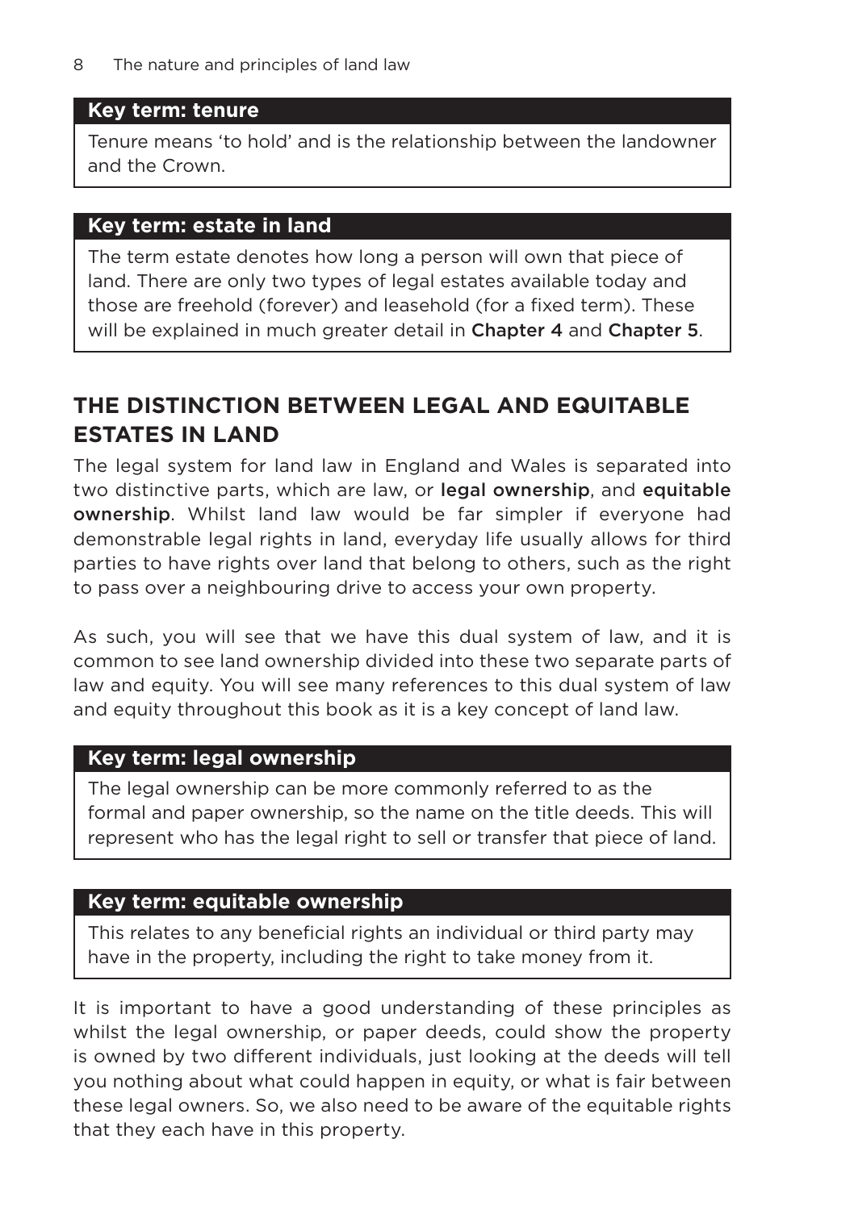**Key term: tenure**

Tenure means 'to hold' and is the relationship between the landowner and the Crown.

**Key term: estate in land**

The term estate denotes how long a person will own that piece of land. There are only two types of legal estates available today and those are freehold (forever) and leasehold (for a fixed term). These will be explained in much greater detail in Chapter 4 and Chapter 5.

## THE DISTINCTION BETWEEN LEGAL AND EQUITABLE ESTATES IN LAND

The legal system for land law in England and Wales is separated into two distinctive parts, which are law, or legal ownership, and equitable ownership. Whilst land law would be far simpler if everyone had demonstrable legal rights in land, everyday life usually allows for third parties to have rights over land that belong to others, such as the right to pass over a neighbouring drive to access your own property.

As such, you will see that we have this dual system of law, and it is common to see land ownership divided into these two separate parts of law and equity. You will see many references to this dual system of law and equity throughout this book as it is a key concept of land law.

**Key term: legal ownership**

The legal ownership can be more commonly referred to as the formal and paper ownership, so the name on the title deeds. This will represent who has the legal right to sell or transfer that piece of land.

**Key term: equitable ownership**

This relates to any beneficial rights an individual or third party may have in the property, including the right to take money from it.

It is important to have a good understanding of these principles as whilst the legal ownership, or paper deeds, could show the property is owned by two different individuals, just looking at the deeds will tell you nothing about what could happen in equity, or what is fair between these legal owners. So, we also need to be aware of the equitable rights that they each have in this property.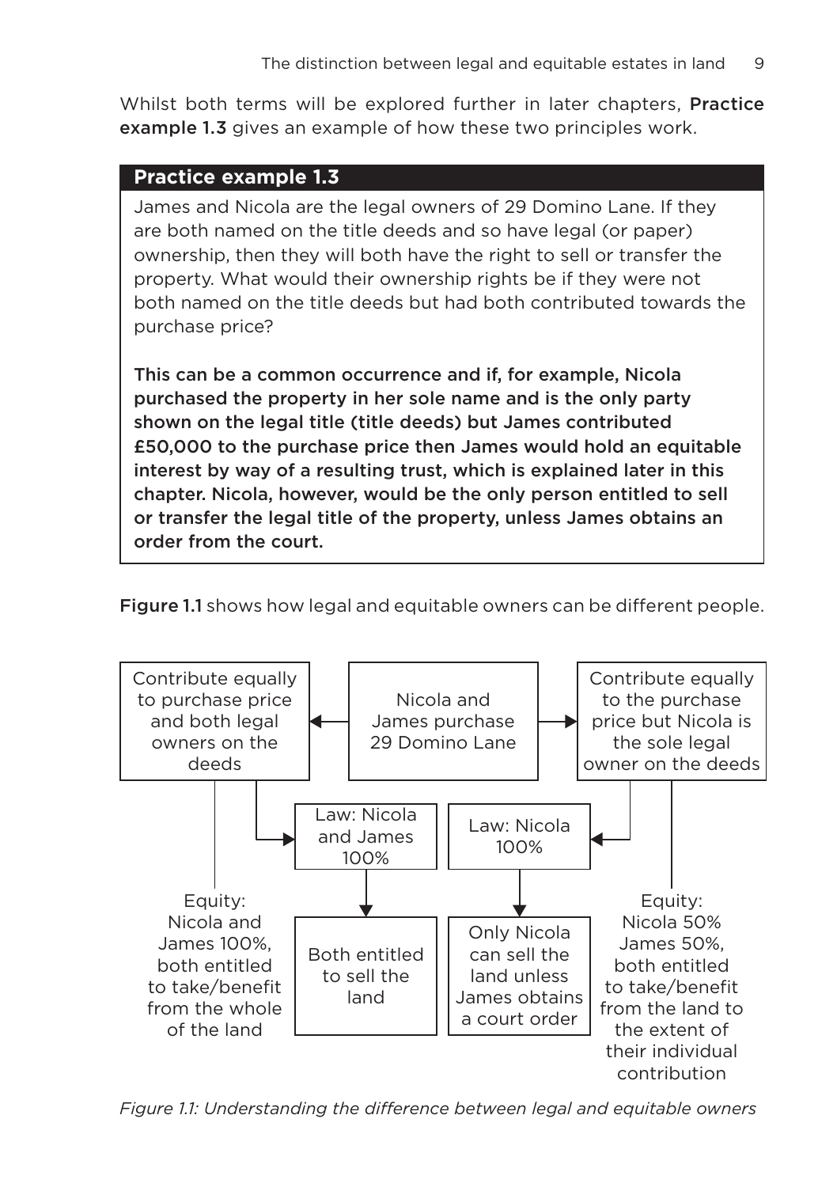Whilst both terms will be explored further in later chapters, **Practice example 1.3** gives an example of how these two principles work.

### Practice example 1.3

James and Nicola are the legal owners of 29 Domino Lane. If they are both named on the title deeds and so have legal (or paper) ownership, then they will both have the right to sell or transfer the property. What would their ownership rights be if they were not both named on the title deeds but had both contributed towards the purchase price?

**This can be a common occurrence and if, for example, Nicola purchased the property in her sole name and is the only party shown on the legal title (title deeds) but James contributed £50,000 to the purchase price then James would hold an equitable interest by way of a resulting trust, which is explained later in this chapter. Nicola, however, would be the only person entitled to sell or transfer the legal title of the property, unless James obtains an order from the court.**

**Figure 1.1** shows how legal and equitable owners can be different people.

Nicola and James purchase 29 Domino Lane

Contribute equally to purchase price and both legal owners on the deeds

Law: Nicola and James 100%

Both entitled to sell the land

Equity: Nicola and James 100%, both entitled to take/benefit from the whole of the land

Contribute equally to the purchase price but Nicola is the sole legal owner on the deeds

Law: Nicola 100%

Only Nicola can sell the land unless James obtains a court order

Equity: Nicola 50% James 50%, both entitled to take/benefit from the land to the extent of their individual contribution

*Figure 1.1: Understanding the difference between legal and equitable owners*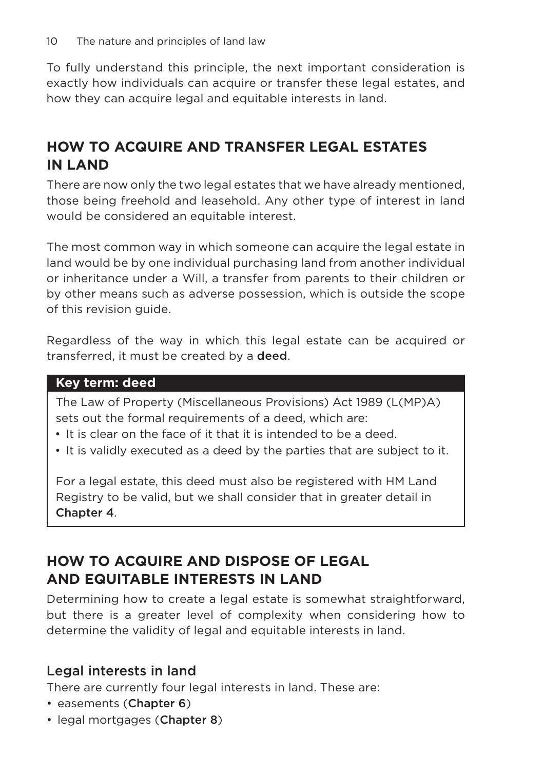To fully understand this principle, the next important consideration is exactly how individuals can acquire or transfer these legal estates, and how they can acquire legal and equitable interests in land.

## HOW TO ACQUIRE AND TRANSFER LEGAL ESTATES IN LAND

There are now only the two legal estates that we have already mentioned, those being freehold and leasehold. Any other type of interest in land would be considered an equitable interest.

The most common way in which someone can acquire the legal estate in land would be by one individual purchasing land from another individual or inheritance under a Will, a transfer from parents to their children or by other means such as adverse possession, which is outside the scope of this revision guide.

Regardless of the way in which this legal estate can be acquired or transferred, it must be created by a **deed**.

> **Key term: deed**
>
> The Law of Property (Miscellaneous Provisions) Act 1989 (L(MP)A) sets out the formal requirements of a deed, which are:
>
> - It is clear on the face of it that it is intended to be a deed.
> - It is validly executed as a deed by the parties that are subject to it.
>
> For a legal estate, this deed must also be registered with HM Land Registry to be valid, but we shall consider that in greater detail in **Chapter 4**.

## HOW TO ACQUIRE AND DISPOSE OF LEGAL AND EQUITABLE INTERESTS IN LAND

Determining how to create a legal estate is somewhat straightforward, but there is a greater level of complexity when considering how to determine the validity of legal and equitable interests in land.

### Legal interests in land

There are currently four legal interests in land. These are:

- easements (**Chapter 6**)
- legal mortgages (**Chapter 8**)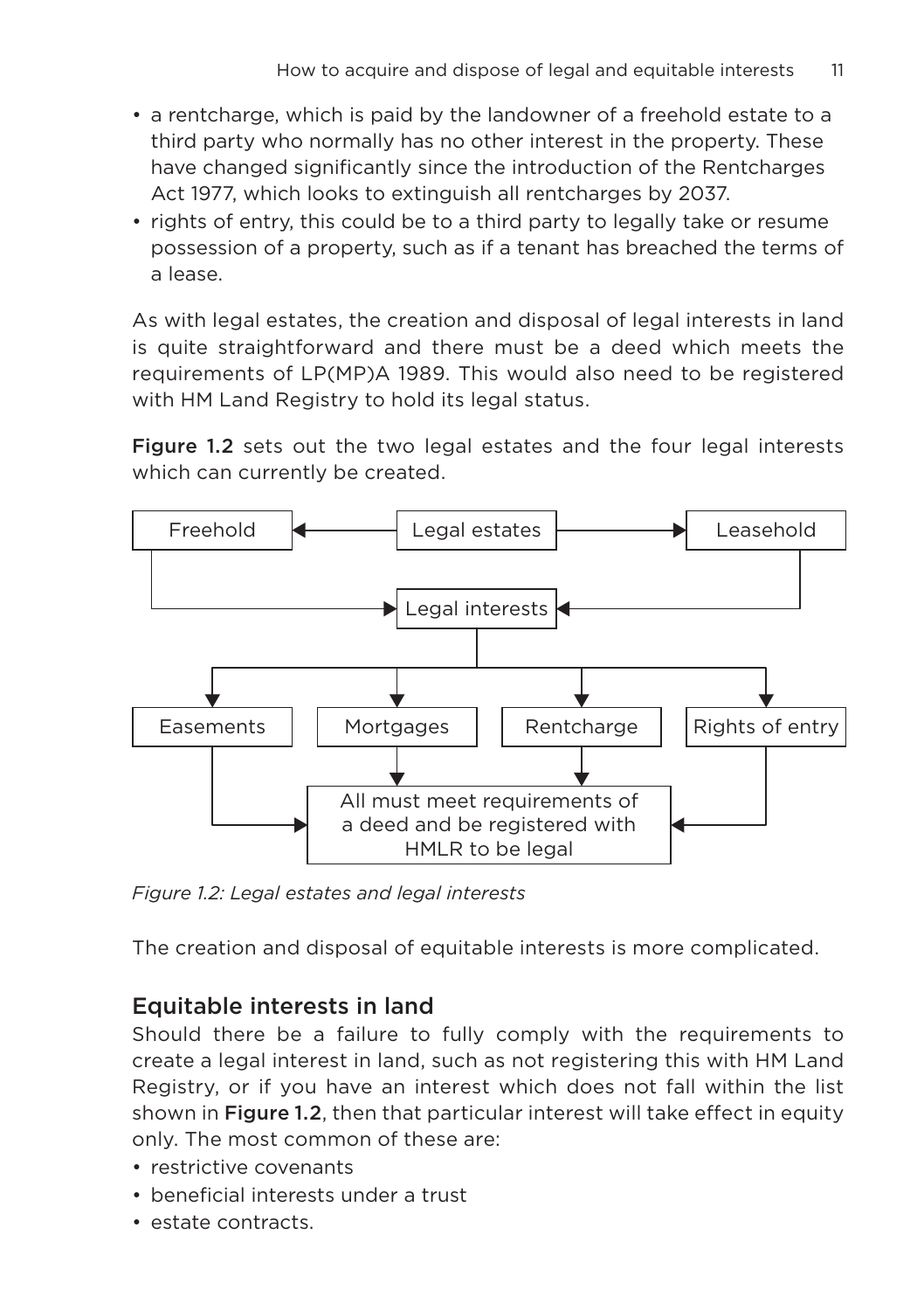- a rentcharge, which is paid by the landowner of a freehold estate to a third party who normally has no other interest in the property. These have changed significantly since the introduction of the Rentcharges Act 1977, which looks to extinguish all rentcharges by 2037.
- rights of entry, this could be to a third party to legally take or resume possession of a property, such as if a tenant has breached the terms of a lease.

As with legal estates, the creation and disposal of legal interests in land is quite straightforward and there must be a deed which meets the requirements of LP(MP)A 1989. This would also need to be registered with HM Land Registry to hold its legal status.

**Figure 1.2** sets out the two legal estates and the four legal interests which can currently be created.

Freehold
Legal estates
Leasehold
Legal interests
Easements
Mortgages
Rentcharge
Rights of entry
All must meet requirements of a deed and be registered with HMLR to be legal

*Figure 1.2: Legal estates and legal interests*

The creation and disposal of equitable interests is more complicated.

## Equitable interests in land

Should there be a failure to fully comply with the requirements to create a legal interest in land, such as not registering this with HM Land Registry, or if you have an interest which does not fall within the list shown in **Figure 1.2**, then that particular interest will take effect in equity only. The most common of these are:

- restrictive covenants
- beneficial interests under a trust
- estate contracts.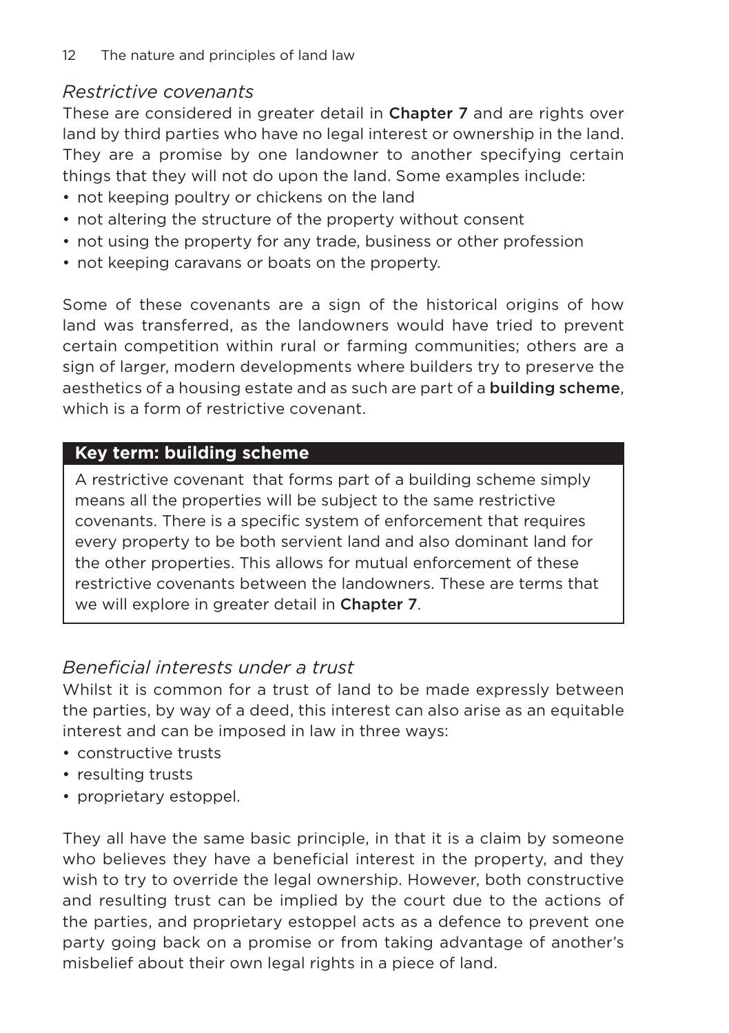### *Restrictive covenants*

These are considered in greater detail in **Chapter 7** and are rights over land by third parties who have no legal interest or ownership in the land. They are a promise by one landowner to another specifying certain things that they will not do upon the land. Some examples include:

- not keeping poultry or chickens on the land
- not altering the structure of the property without consent
- not using the property for any trade, business or other profession
- not keeping caravans or boats on the property.

Some of these covenants are a sign of the historical origins of how land was transferred, as the landowners would have tried to prevent certain competition within rural or farming communities; others are a sign of larger, modern developments where builders try to preserve the aesthetics of a housing estate and as such are part of a **building scheme**, which is a form of restrictive covenant.

> **Key term: building scheme**
>
> A restrictive covenant that forms part of a building scheme simply means all the properties will be subject to the same restrictive covenants. There is a specific system of enforcement that requires every property to be both servient land and also dominant land for the other properties. This allows for mutual enforcement of these restrictive covenants between the landowners. These are terms that we will explore in greater detail in **Chapter 7**.

### *Beneficial interests under a trust*

Whilst it is common for a trust of land to be made expressly between the parties, by way of a deed, this interest can also arise as an equitable interest and can be imposed in law in three ways:

- constructive trusts
- resulting trusts
- proprietary estoppel.

They all have the same basic principle, in that it is a claim by someone who believes they have a beneficial interest in the property, and they wish to try to override the legal ownership. However, both constructive and resulting trust can be implied by the court due to the actions of the parties, and proprietary estoppel acts as a defence to prevent one party going back on a promise or from taking advantage of another's misbelief about their own legal rights in a piece of land.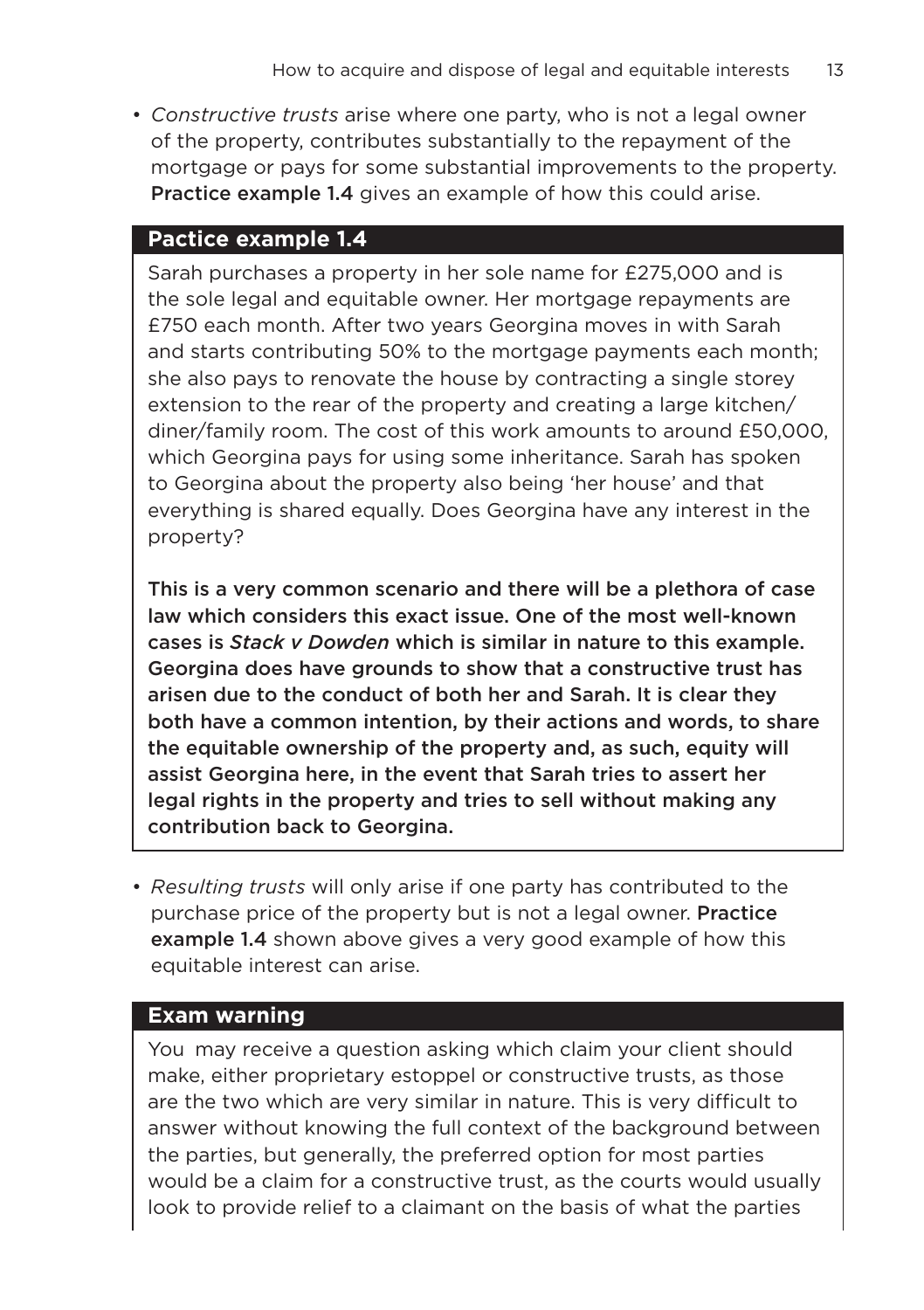- *Constructive trusts* arise where one party, who is not a legal owner of the property, contributes substantially to the repayment of the mortgage or pays for some substantial improvements to the property. **Practice example 1.4** gives an example of how this could arise.

### Pactice example 1.4

Sarah purchases a property in her sole name for £275,000 and is the sole legal and equitable owner. Her mortgage repayments are £750 each month. After two years Georgina moves in with Sarah and starts contributing 50% to the mortgage payments each month; she also pays to renovate the house by contracting a single storey extension to the rear of the property and creating a large kitchen/diner/family room. The cost of this work amounts to around £50,000, which Georgina pays for using some inheritance. Sarah has spoken to Georgina about the property also being 'her house' and that everything is shared equally. Does Georgina have any interest in the property?

**This is a very common scenario and there will be a plethora of case law which considers this exact issue. One of the most well-known cases is *Stack v Dowden* which is similar in nature to this example. Georgina does have grounds to show that a constructive trust has arisen due to the conduct of both her and Sarah. It is clear they both have a common intention, by their actions and words, to share the equitable ownership of the property and, as such, equity will assist Georgina here, in the event that Sarah tries to assert her legal rights in the property and tries to sell without making any contribution back to Georgina.**

- *Resulting trusts* will only arise if one party has contributed to the purchase price of the property but is not a legal owner. **Practice example 1.4** shown above gives a very good example of how this equitable interest can arise.

### Exam warning

You may receive a question asking which claim your client should make, either proprietary estoppel or constructive trusts, as those are the two which are very similar in nature. This is very difficult to answer without knowing the full context of the background between the parties, but generally, the preferred option for most parties would be a claim for a constructive trust, as the courts would usually look to provide relief to a claimant on the basis of what the parties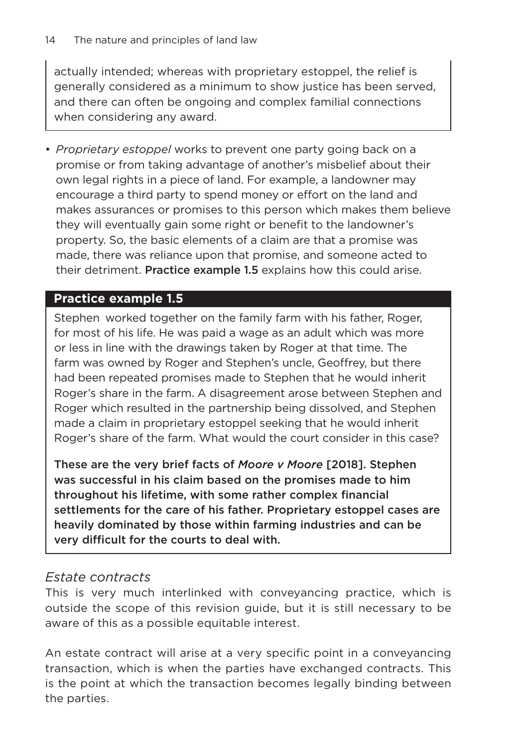actually intended; whereas with proprietary estoppel, the relief is generally considered as a minimum to show justice has been served, and there can often be ongoing and complex familial connections when considering any award.

- *Proprietary estoppel* works to prevent one party going back on a promise or from taking advantage of another's misbelief about their own legal rights in a piece of land. For example, a landowner may encourage a third party to spend money or effort on the land and makes assurances or promises to this person which makes them believe they will eventually gain some right or benefit to the landowner's property. So, the basic elements of a claim are that a promise was made, there was reliance upon that promise, and someone acted to their detriment. **Practice example 1.5** explains how this could arise.

**Practice example 1.5**

Stephen worked together on the family farm with his father, Roger, for most of his life. He was paid a wage as an adult which was more or less in line with the drawings taken by Roger at that time. The farm was owned by Roger and Stephen's uncle, Geoffrey, but there had been repeated promises made to Stephen that he would inherit Roger's share in the farm. A disagreement arose between Stephen and Roger which resulted in the partnership being dissolved, and Stephen made a claim in proprietary estoppel seeking that he would inherit Roger's share of the farm. What would the court consider in this case?

**These are the very brief facts of *Moore v Moore* [2018]. Stephen was successful in his claim based on the promises made to him throughout his lifetime, with some rather complex financial settlements for the care of his father. Proprietary estoppel cases are heavily dominated by those within farming industries and can be very difficult for the courts to deal with.**

### *Estate contracts*

This is very much interlinked with conveyancing practice, which is outside the scope of this revision guide, but it is still necessary to be aware of this as a possible equitable interest.

An estate contract will arise at a very specific point in a conveyancing transaction, which is when the parties have exchanged contracts. This is the point at which the transaction becomes legally binding between the parties.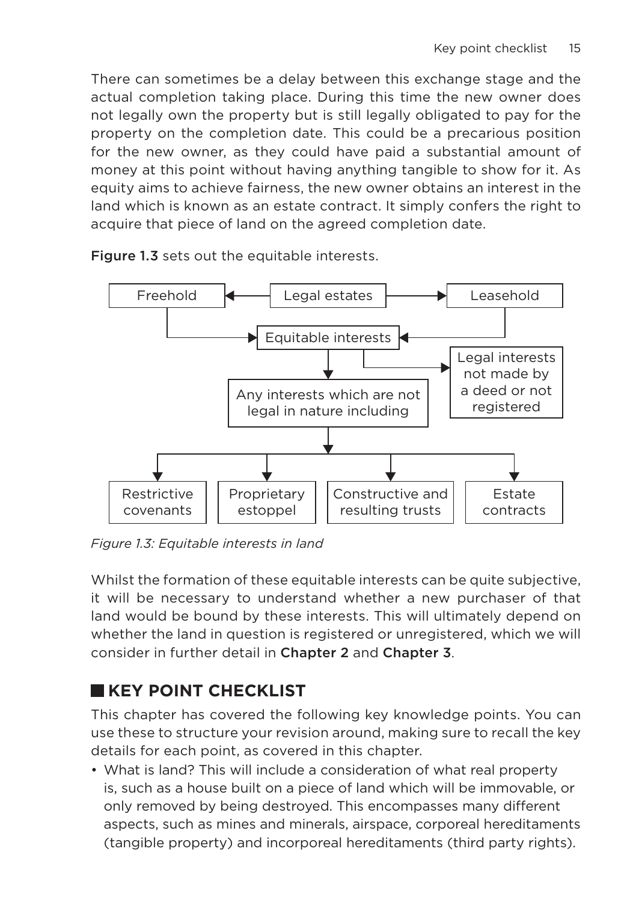There can sometimes be a delay between this exchange stage and the actual completion taking place. During this time the new owner does not legally own the property but is still legally obligated to pay for the property on the completion date. This could be a precarious position for the new owner, as they could have paid a substantial amount of money at this point without having anything tangible to show for it. As equity aims to achieve fairness, the new owner obtains an interest in the land which is known as an estate contract. It simply confers the right to acquire that piece of land on the agreed completion date.

**Figure 1.3** sets out the equitable interests.

Freehold
Legal estates
Leasehold
Equitable interests
Legal interests not made by a deed or not registered
Any interests which are not legal in nature including
Restrictive covenants
Proprietary estoppel
Constructive and resulting trusts
Estate contracts

*Figure 1.3: Equitable interests in land*

Whilst the formation of these equitable interests can be quite subjective, it will be necessary to understand whether a new purchaser of that land would be bound by these interests. This will ultimately depend on whether the land in question is registered or unregistered, which we will consider in further detail in **Chapter 2** and **Chapter 3**.

## KEY POINT CHECKLIST

This chapter has covered the following key knowledge points. You can use these to structure your revision around, making sure to recall the key details for each point, as covered in this chapter.

- What is land? This will include a consideration of what real property is, such as a house built on a piece of land which will be immovable, or only removed by being destroyed. This encompasses many different aspects, such as mines and minerals, airspace, corporeal hereditaments (tangible property) and incorporeal hereditaments (third party rights).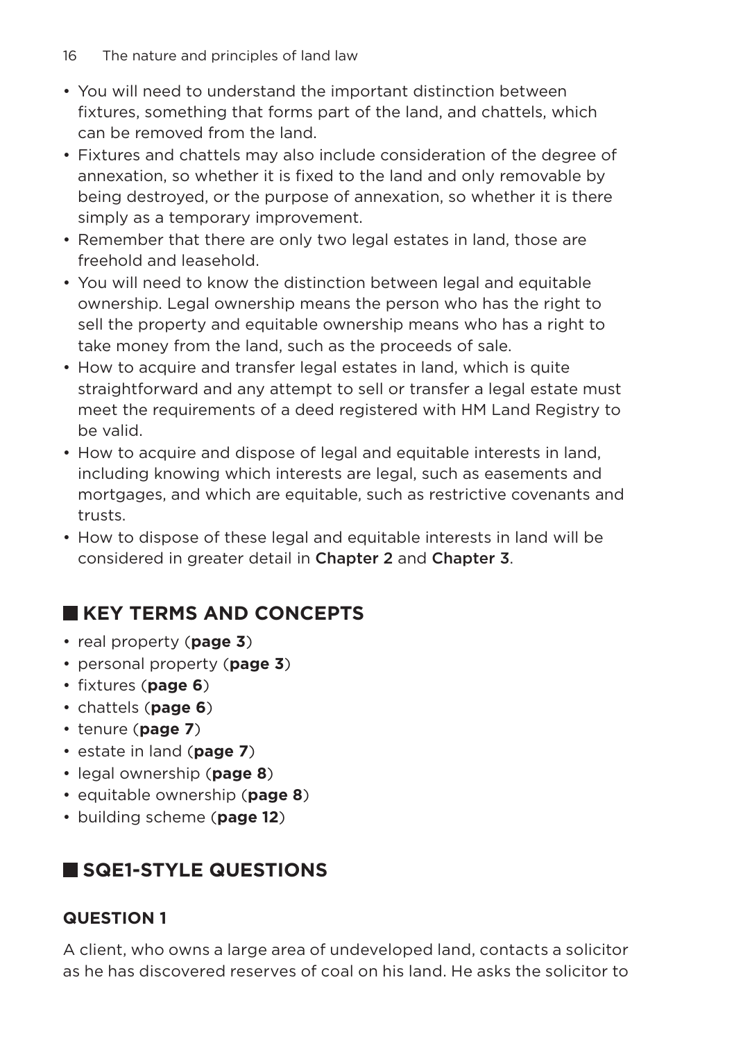- You will need to understand the important distinction between fixtures, something that forms part of the land, and chattels, which can be removed from the land.
- Fixtures and chattels may also include consideration of the degree of annexation, so whether it is fixed to the land and only removable by being destroyed, or the purpose of annexation, so whether it is there simply as a temporary improvement.
- Remember that there are only two legal estates in land, those are freehold and leasehold.
- You will need to know the distinction between legal and equitable ownership. Legal ownership means the person who has the right to sell the property and equitable ownership means who has a right to take money from the land, such as the proceeds of sale.
- How to acquire and transfer legal estates in land, which is quite straightforward and any attempt to sell or transfer a legal estate must meet the requirements of a deed registered with HM Land Registry to be valid.
- How to acquire and dispose of legal and equitable interests in land, including knowing which interests are legal, such as easements and mortgages, and which are equitable, such as restrictive covenants and trusts.
- How to dispose of these legal and equitable interests in land will be considered in greater detail in **Chapter 2** and **Chapter 3**.

## KEY TERMS AND CONCEPTS

- real property (**page 3**)
- personal property (**page 3**)
- fixtures (**page 6**)
- chattels (**page 6**)
- tenure (**page 7**)
- estate in land (**page 7**)
- legal ownership (**page 8**)
- equitable ownership (**page 8**)
- building scheme (**page 12**)

## SQE1-STYLE QUESTIONS

### QUESTION 1

A client, who owns a large area of undeveloped land, contacts a solicitor as he has discovered reserves of coal on his land. He asks the solicitor to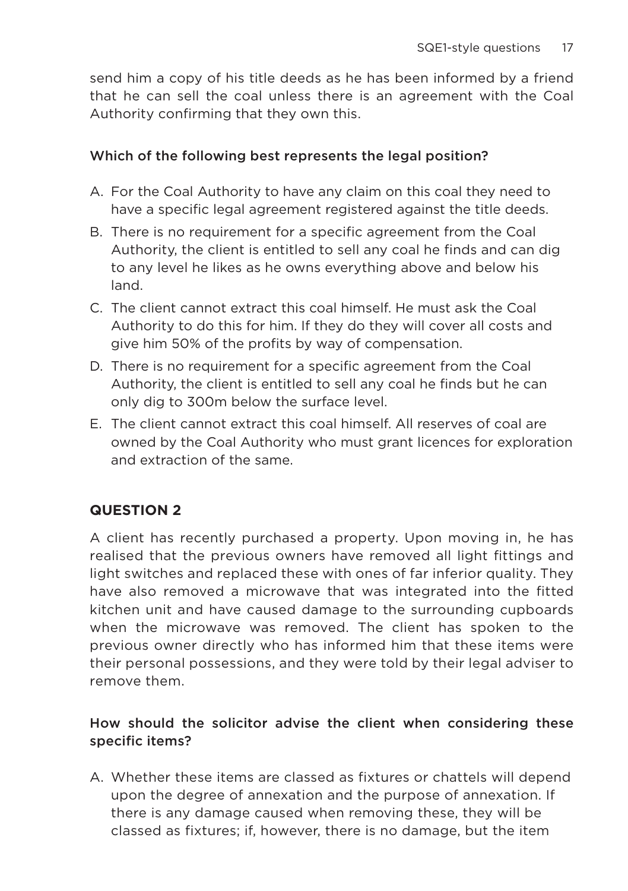send him a copy of his title deeds as he has been informed by a friend that he can sell the coal unless there is an agreement with the Coal Authority confirming that they own this.

Which of the following best represents the legal position?

A. For the Coal Authority to have any claim on this coal they need to have a specific legal agreement registered against the title deeds.
B. There is no requirement for a specific agreement from the Coal Authority, the client is entitled to sell any coal he finds and can dig to any level he likes as he owns everything above and below his land.
C. The client cannot extract this coal himself. He must ask the Coal Authority to do this for him. If they do they will cover all costs and give him 50% of the profits by way of compensation.
D. There is no requirement for a specific agreement from the Coal Authority, the client is entitled to sell any coal he finds but he can only dig to 300m below the surface level.
E. The client cannot extract this coal himself. All reserves of coal are owned by the Coal Authority who must grant licences for exploration and extraction of the same.

## QUESTION 2

A client has recently purchased a property. Upon moving in, he has realised that the previous owners have removed all light fittings and light switches and replaced these with ones of far inferior quality. They have also removed a microwave that was integrated into the fitted kitchen unit and have caused damage to the surrounding cupboards when the microwave was removed. The client has spoken to the previous owner directly who has informed him that these items were their personal possessions, and they were told by their legal adviser to remove them.

How should the solicitor advise the client when considering these specific items?

A. Whether these items are classed as fixtures or chattels will depend upon the degree of annexation and the purpose of annexation. If there is any damage caused when removing these, they will be classed as fixtures; if, however, there is no damage, but the item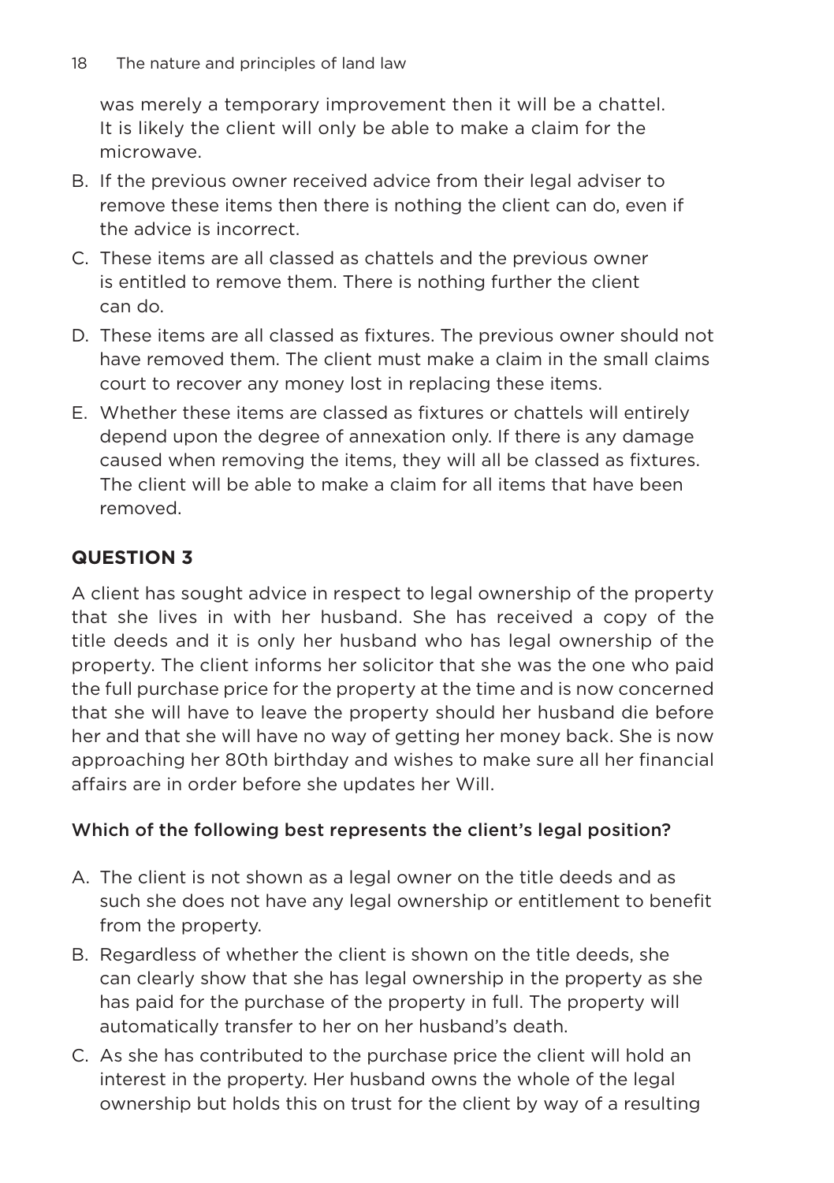was merely a temporary improvement then it will be a chattel. It is likely the client will only be able to make a claim for the microwave.

B. If the previous owner received advice from their legal adviser to remove these items then there is nothing the client can do, even if the advice is incorrect.
C. These items are all classed as chattels and the previous owner is entitled to remove them. There is nothing further the client can do.
D. These items are all classed as fixtures. The previous owner should not have removed them. The client must make a claim in the small claims court to recover any money lost in replacing these items.
E. Whether these items are classed as fixtures or chattels will entirely depend upon the degree of annexation only. If there is any damage caused when removing the items, they will all be classed as fixtures. The client will be able to make a claim for all items that have been removed.

## QUESTION 3

A client has sought advice in respect to legal ownership of the property that she lives in with her husband. She has received a copy of the title deeds and it is only her husband who has legal ownership of the property. The client informs her solicitor that she was the one who paid the full purchase price for the property at the time and is now concerned that she will have to leave the property should her husband die before her and that she will have no way of getting her money back. She is now approaching her 80th birthday and wishes to make sure all her financial affairs are in order before she updates her Will.

Which of the following best represents the client's legal position?

A. The client is not shown as a legal owner on the title deeds and as such she does not have any legal ownership or entitlement to benefit from the property.
B. Regardless of whether the client is shown on the title deeds, she can clearly show that she has legal ownership in the property as she has paid for the purchase of the property in full. The property will automatically transfer to her on her husband's death.
C. As she has contributed to the purchase price the client will hold an interest in the property. Her husband owns the whole of the legal ownership but holds this on trust for the client by way of a resulting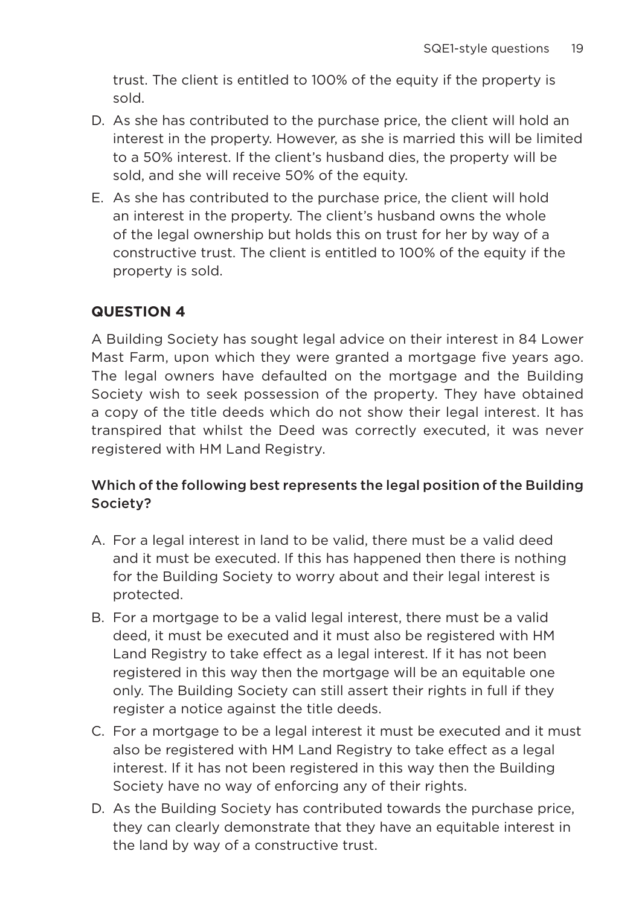trust. The client is entitled to 100% of the equity if the property is sold.

D. As she has contributed to the purchase price, the client will hold an interest in the property. However, as she is married this will be limited to a 50% interest. If the client's husband dies, the property will be sold, and she will receive 50% of the equity.

E. As she has contributed to the purchase price, the client will hold an interest in the property. The client's husband owns the whole of the legal ownership but holds this on trust for her by way of a constructive trust. The client is entitled to 100% of the equity if the property is sold.

## QUESTION 4

A Building Society has sought legal advice on their interest in 84 Lower Mast Farm, upon which they were granted a mortgage five years ago. The legal owners have defaulted on the mortgage and the Building Society wish to seek possession of the property. They have obtained a copy of the title deeds which do not show their legal interest. It has transpired that whilst the Deed was correctly executed, it was never registered with HM Land Registry.

**Which of the following best represents the legal position of the Building Society?**

A. For a legal interest in land to be valid, there must be a valid deed and it must be executed. If this has happened then there is nothing for the Building Society to worry about and their legal interest is protected.

B. For a mortgage to be a valid legal interest, there must be a valid deed, it must be executed and it must also be registered with HM Land Registry to take effect as a legal interest. If it has not been registered in this way then the mortgage will be an equitable one only. The Building Society can still assert their rights in full if they register a notice against the title deeds.

C. For a mortgage to be a legal interest it must be executed and it must also be registered with HM Land Registry to take effect as a legal interest. If it has not been registered in this way then the Building Society have no way of enforcing any of their rights.

D. As the Building Society has contributed towards the purchase price, they can clearly demonstrate that they have an equitable interest in the land by way of a constructive trust.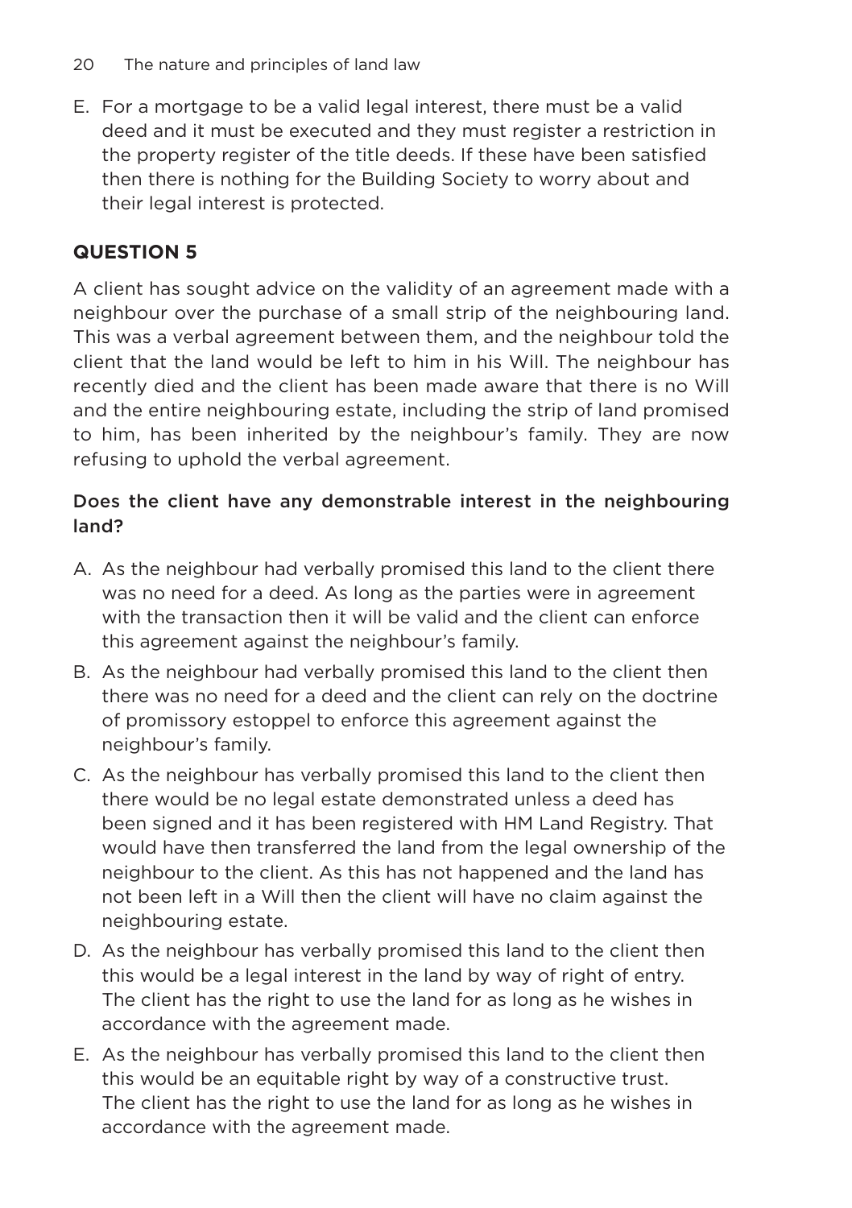E. For a mortgage to be a valid legal interest, there must be a valid deed and it must be executed and they must register a restriction in the property register of the title deeds. If these have been satisfied then there is nothing for the Building Society to worry about and their legal interest is protected.

## QUESTION 5

A client has sought advice on the validity of an agreement made with a neighbour over the purchase of a small strip of the neighbouring land. This was a verbal agreement between them, and the neighbour told the client that the land would be left to him in his Will. The neighbour has recently died and the client has been made aware that there is no Will and the entire neighbouring estate, including the strip of land promised to him, has been inherited by the neighbour's family. They are now refusing to uphold the verbal agreement.

Does the client have any demonstrable interest in the neighbouring land?

A. As the neighbour had verbally promised this land to the client there was no need for a deed. As long as the parties were in agreement with the transaction then it will be valid and the client can enforce this agreement against the neighbour's family.

B. As the neighbour had verbally promised this land to the client then there was no need for a deed and the client can rely on the doctrine of promissory estoppel to enforce this agreement against the neighbour's family.

C. As the neighbour has verbally promised this land to the client then there would be no legal estate demonstrated unless a deed has been signed and it has been registered with HM Land Registry. That would have then transferred the land from the legal ownership of the neighbour to the client. As this has not happened and the land has not been left in a Will then the client will have no claim against the neighbouring estate.

D. As the neighbour has verbally promised this land to the client then this would be a legal interest in the land by way of right of entry. The client has the right to use the land for as long as he wishes in accordance with the agreement made.

E. As the neighbour has verbally promised this land to the client then this would be an equitable right by way of a constructive trust. The client has the right to use the land for as long as he wishes in accordance with the agreement made.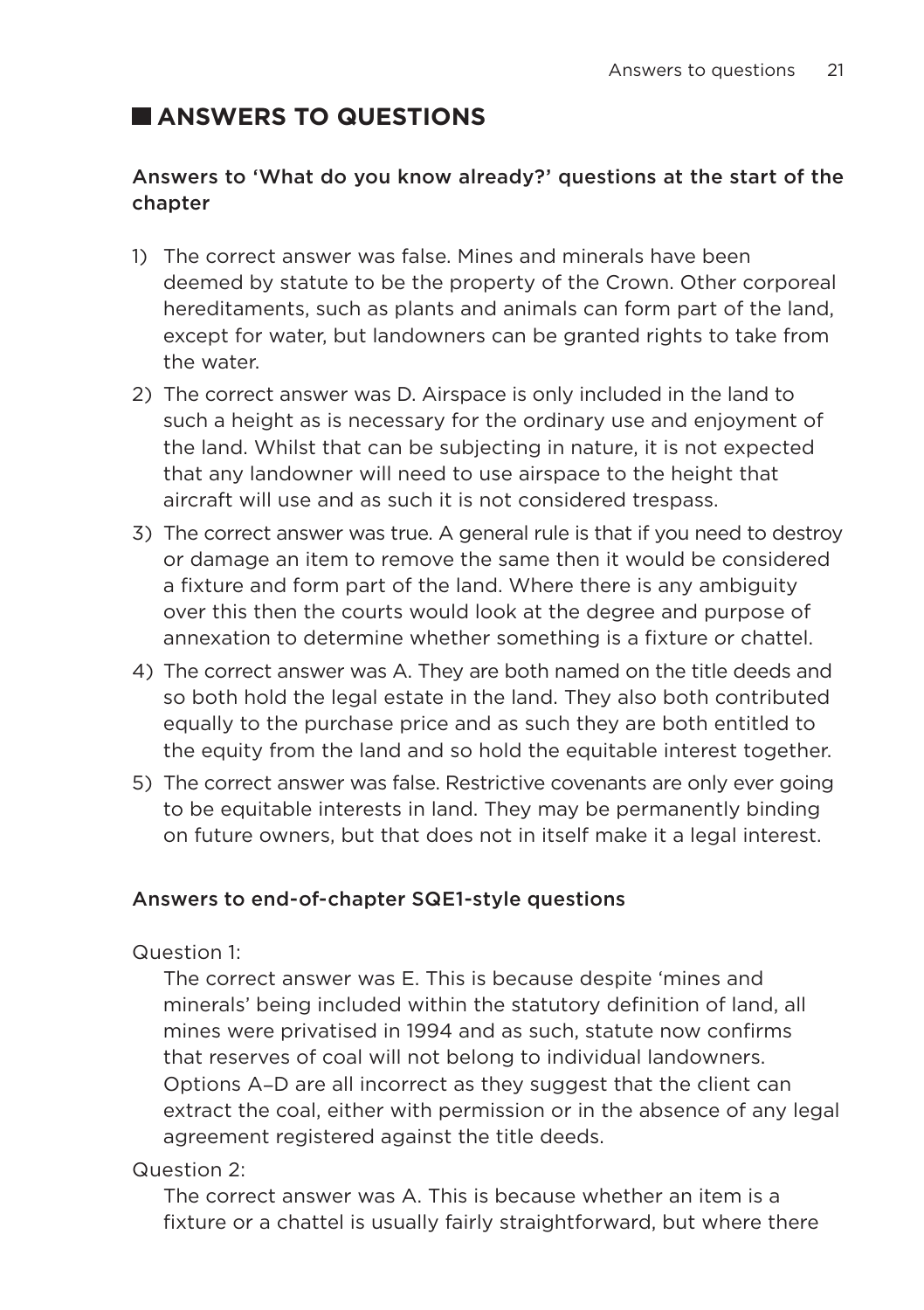## ANSWERS TO QUESTIONS

### Answers to 'What do you know already?' questions at the start of the chapter

1) The correct answer was false. Mines and minerals have been deemed by statute to be the property of the Crown. Other corporeal hereditaments, such as plants and animals can form part of the land, except for water, but landowners can be granted rights to take from the water.
2) The correct answer was D. Airspace is only included in the land to such a height as is necessary for the ordinary use and enjoyment of the land. Whilst that can be subjecting in nature, it is not expected that any landowner will need to use airspace to the height that aircraft will use and as such it is not considered trespass.
3) The correct answer was true. A general rule is that if you need to destroy or damage an item to remove the same then it would be considered a fixture and form part of the land. Where there is any ambiguity over this then the courts would look at the degree and purpose of annexation to determine whether something is a fixture or chattel.
4) The correct answer was A. They are both named on the title deeds and so both hold the legal estate in the land. They also both contributed equally to the purchase price and as such they are both entitled to the equity from the land and so hold the equitable interest together.
5) The correct answer was false. Restrictive covenants are only ever going to be equitable interests in land. They may be permanently binding on future owners, but that does not in itself make it a legal interest.

### Answers to end-of-chapter SQE1-style questions

Question 1:

The correct answer was E. This is because despite 'mines and minerals' being included within the statutory definition of land, all mines were privatised in 1994 and as such, statute now confirms that reserves of coal will not belong to individual landowners. Options A–D are all incorrect as they suggest that the client can extract the coal, either with permission or in the absence of any legal agreement registered against the title deeds.

Question 2:

The correct answer was A. This is because whether an item is a fixture or a chattel is usually fairly straightforward, but where there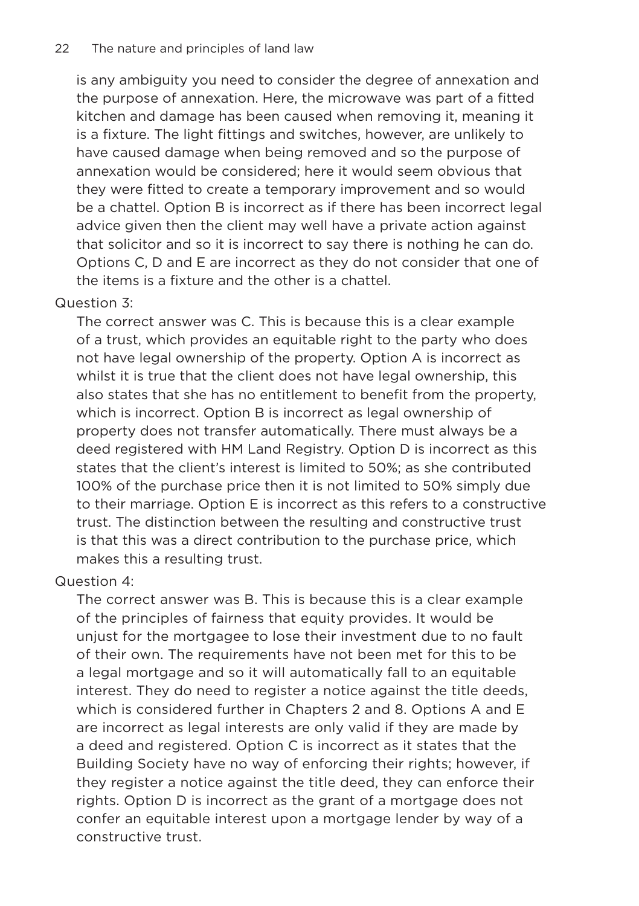is any ambiguity you need to consider the degree of annexation and the purpose of annexation. Here, the microwave was part of a fitted kitchen and damage has been caused when removing it, meaning it is a fixture. The light fittings and switches, however, are unlikely to have caused damage when being removed and so the purpose of annexation would be considered; here it would seem obvious that they were fitted to create a temporary improvement and so would be a chattel. Option B is incorrect as if there has been incorrect legal advice given then the client may well have a private action against that solicitor and so it is incorrect to say there is nothing he can do. Options C, D and E are incorrect as they do not consider that one of the items is a fixture and the other is a chattel.

Question 3:

The correct answer was C. This is because this is a clear example of a trust, which provides an equitable right to the party who does not have legal ownership of the property. Option A is incorrect as whilst it is true that the client does not have legal ownership, this also states that she has no entitlement to benefit from the property, which is incorrect. Option B is incorrect as legal ownership of property does not transfer automatically. There must always be a deed registered with HM Land Registry. Option D is incorrect as this states that the client's interest is limited to 50%; as she contributed 100% of the purchase price then it is not limited to 50% simply due to their marriage. Option E is incorrect as this refers to a constructive trust. The distinction between the resulting and constructive trust is that this was a direct contribution to the purchase price, which makes this a resulting trust.

Question 4:

The correct answer was B. This is because this is a clear example of the principles of fairness that equity provides. It would be unjust for the mortgagee to lose their investment due to no fault of their own. The requirements have not been met for this to be a legal mortgage and so it will automatically fall to an equitable interest. They do need to register a notice against the title deeds, which is considered further in Chapters 2 and 8. Options A and E are incorrect as legal interests are only valid if they are made by a deed and registered. Option C is incorrect as it states that the Building Society have no way of enforcing their rights; however, if they register a notice against the title deed, they can enforce their rights. Option D is incorrect as the grant of a mortgage does not confer an equitable interest upon a mortgage lender by way of a constructive trust.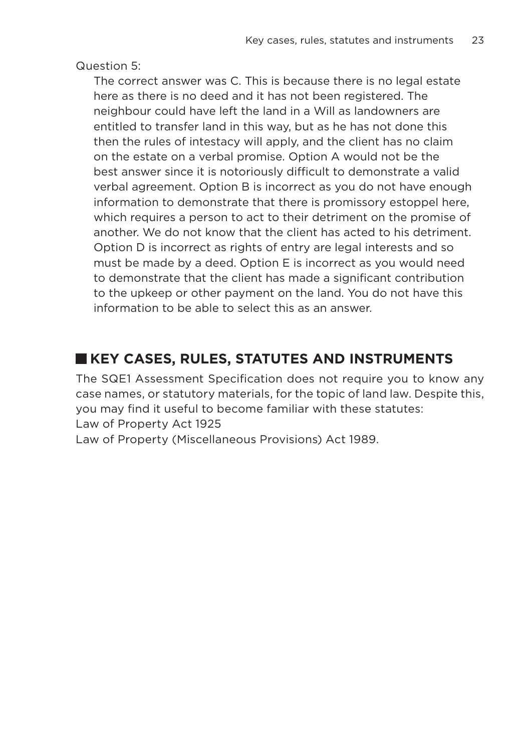Question 5:

The correct answer was C. This is because there is no legal estate here as there is no deed and it has not been registered. The neighbour could have left the land in a Will as landowners are entitled to transfer land in this way, but as he has not done this then the rules of intestacy will apply, and the client has no claim on the estate on a verbal promise. Option A would not be the best answer since it is notoriously difficult to demonstrate a valid verbal agreement. Option B is incorrect as you do not have enough information to demonstrate that there is promissory estoppel here, which requires a person to act to their detriment on the promise of another. We do not know that the client has acted to his detriment. Option D is incorrect as rights of entry are legal interests and so must be made by a deed. Option E is incorrect as you would need to demonstrate that the client has made a significant contribution to the upkeep or other payment on the land. You do not have this information to be able to select this as an answer.

## KEY CASES, RULES, STATUTES AND INSTRUMENTS

The SQE1 Assessment Specification does not require you to know any case names, or statutory materials, for the topic of land law. Despite this, you may find it useful to become familiar with these statutes:

Law of Property Act 1925

Law of Property (Miscellaneous Provisions) Act 1989.